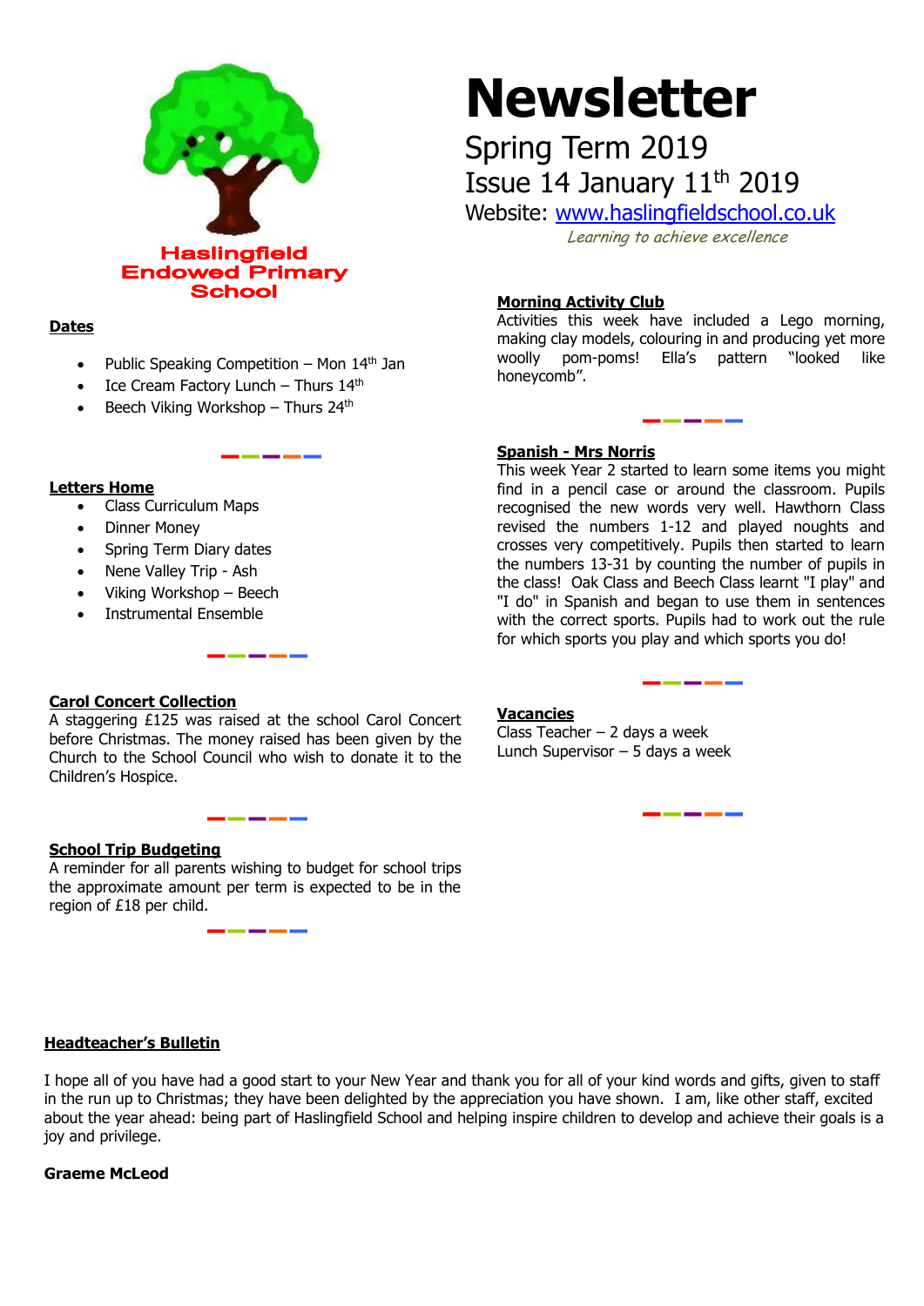**Haslingfield Endowed Primary School**

# Newsletter

## Spring Term 2019

## Issue 14 January 11th 2019

Website: www.haslingfieldschool.co.uk

*Learning to achieve excellence*

### Dates

- Public Speaking Competition – Mon 14th Jan
- Ice Cream Factory Lunch – Thurs 14th
- Beech Viking Workshop – Thurs 24th

### Letters Home

- Class Curriculum Maps
- Dinner Money
- Spring Term Diary dates
- Nene Valley Trip - Ash
- Viking Workshop – Beech
- Instrumental Ensemble

### Carol Concert Collection

A staggering £125 was raised at the school Carol Concert before Christmas. The money raised has been given by the Church to the School Council who wish to donate it to the Children's Hospice.

### School Trip Budgeting

A reminder for all parents wishing to budget for school trips the approximate amount per term is expected to be in the region of £18 per child.

### Morning Activity Club

Activities this week have included a Lego morning, making clay models, colouring in and producing yet more woolly pom-poms! Ella's pattern "looked like honeycomb".

### Spanish - Mrs Norris

This week Year 2 started to learn some items you might find in a pencil case or around the classroom. Pupils recognised the new words very well. Hawthorn Class revised the numbers 1-12 and played noughts and crosses very competitively. Pupils then started to learn the numbers 13-31 by counting the number of pupils in the class! Oak Class and Beech Class learnt "I play" and "I do" in Spanish and began to use them in sentences with the correct sports. Pupils had to work out the rule for which sports you play and which sports you do!

### Vacancies

Class Teacher – 2 days a week
Lunch Supervisor – 5 days a week

### Headteacher's Bulletin

I hope all of you have had a good start to your New Year and thank you for all of your kind words and gifts, given to staff in the run up to Christmas; they have been delighted by the appreciation you have shown. I am, like other staff, excited about the year ahead: being part of Haslingfield School and helping inspire children to develop and achieve their goals is a joy and privilege.

**Graeme McLeod**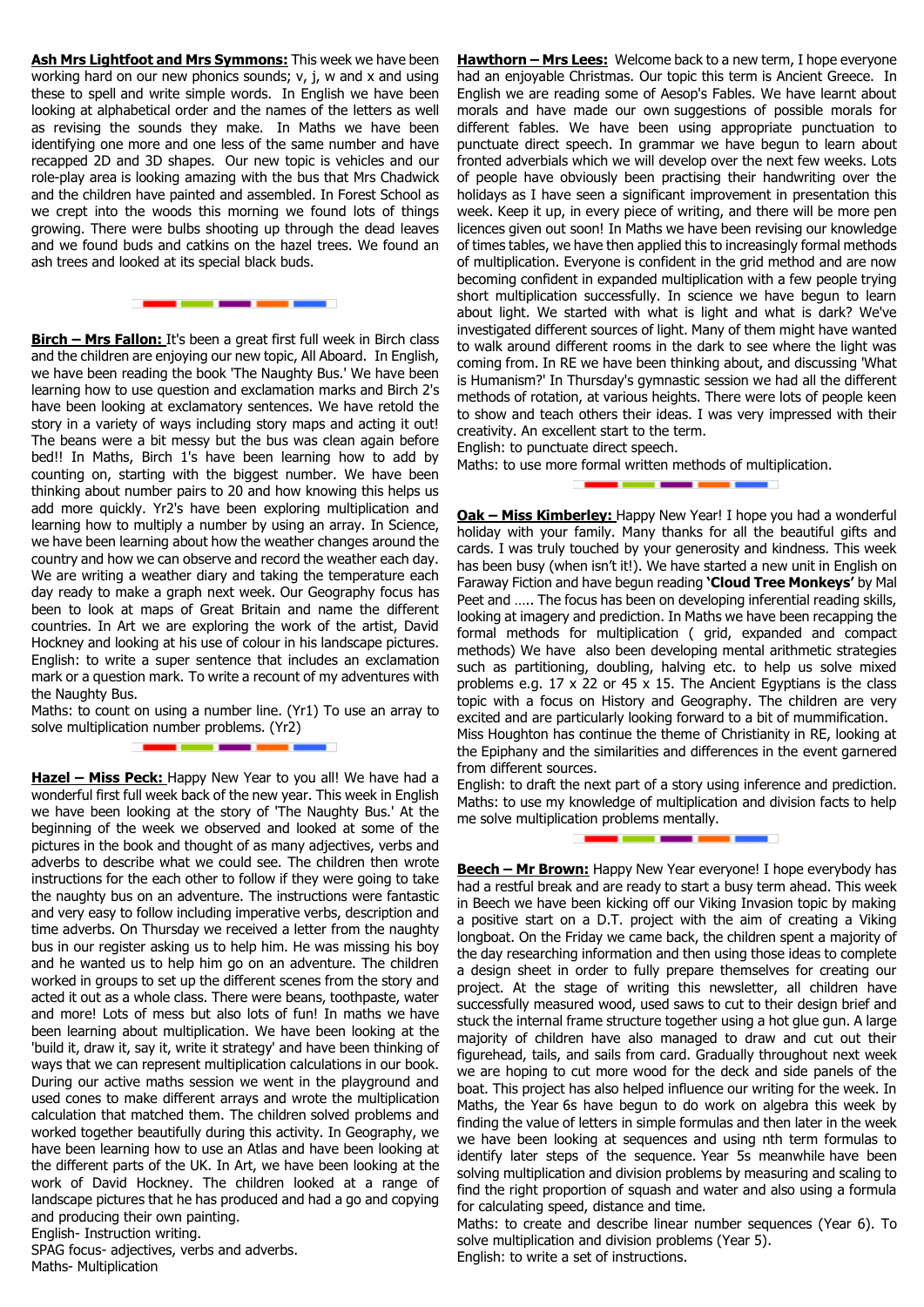**Ash Mrs Lightfoot and Mrs Symmons:** This week we have been working hard on our new phonics sounds; v, j, w and x and using these to spell and write simple words. In English we have been looking at alphabetical order and the names of the letters as well as revising the sounds they make. In Maths we have been identifying one more and one less of the same number and have recapped 2D and 3D shapes. Our new topic is vehicles and our role-play area is looking amazing with the bus that Mrs Chadwick and the children have painted and assembled. In Forest School as we crept into the woods this morning we found lots of things growing. There were bulbs shooting up through the dead leaves and we found buds and catkins on the hazel trees. We found an ash trees and looked at its special black buds.

**Birch – Mrs Fallon:** It's been a great first full week in Birch class and the children are enjoying our new topic, All Aboard. In English, we have been reading the book 'The Naughty Bus.' We have been learning how to use question and exclamation marks and Birch 2's have been looking at exclamatory sentences. We have retold the story in a variety of ways including story maps and acting it out! The beans were a bit messy but the bus was clean again before bed!! In Maths, Birch 1's have been learning how to add by counting on, starting with the biggest number. We have been thinking about number pairs to 20 and how knowing this helps us add more quickly. Yr2's have been exploring multiplication and learning how to multiply a number by using an array. In Science, we have been learning about how the weather changes around the country and how we can observe and record the weather each day. We are writing a weather diary and taking the temperature each day ready to make a graph next week. Our Geography focus has been to look at maps of Great Britain and name the different countries. In Art we are exploring the work of the artist, David Hockney and looking at his use of colour in his landscape pictures.
English: to write a super sentence that includes an exclamation mark or a question mark. To write a recount of my adventures with the Naughty Bus.
Maths: to count on using a number line. (Yr1) To use an array to solve multiplication number problems. (Yr2)

**Hazel – Miss Peck:** Happy New Year to you all! We have had a wonderful first full week back of the new year. This week in English we have been looking at the story of 'The Naughty Bus.' At the beginning of the week we observed and looked at some of the pictures in the book and thought of as many adjectives, verbs and adverbs to describe what we could see. The children then wrote instructions for the each other to follow if they were going to take the naughty bus on an adventure. The instructions were fantastic and very easy to follow including imperative verbs, description and time adverbs. On Thursday we received a letter from the naughty bus in our register asking us to help him. He was missing his boy and he wanted us to help him go on an adventure. The children worked in groups to set up the different scenes from the story and acted it out as a whole class. There were beans, toothpaste, water and more! Lots of mess but also lots of fun! In maths we have been learning about multiplication. We have been looking at the 'build it, draw it, say it, write it strategy' and have been thinking of ways that we can represent multiplication calculations in our book. During our active maths session we went in the playground and used cones to make different arrays and wrote the multiplication calculation that matched them. The children solved problems and worked together beautifully during this activity. In Geography, we have been learning how to use an Atlas and have been looking at the different parts of the UK. In Art, we have been looking at the work of David Hockney. The children looked at a range of landscape pictures that he has produced and had a go and copying and producing their own painting.
English- Instruction writing.
SPAG focus- adjectives, verbs and adverbs.
Maths- Multiplication

**Hawthorn – Mrs Lees:** Welcome back to a new term, I hope everyone had an enjoyable Christmas. Our topic this term is Ancient Greece. In English we are reading some of Aesop's Fables. We have learnt about morals and have made our own suggestions of possible morals for different fables. We have been using appropriate punctuation to punctuate direct speech. In grammar we have begun to learn about fronted adverbials which we will develop over the next few weeks. Lots of people have obviously been practising their handwriting over the holidays as I have seen a significant improvement in presentation this week. Keep it up, in every piece of writing, and there will be more pen licences given out soon! In Maths we have been revising our knowledge of times tables, we have then applied this to increasingly formal methods of multiplication. Everyone is confident in the grid method and are now becoming confident in expanded multiplication with a few people trying short multiplication successfully. In science we have begun to learn about light. We started with what is light and what is dark? We've investigated different sources of light. Many of them might have wanted to walk around different rooms in the dark to see where the light was coming from. In RE we have been thinking about, and discussing 'What is Humanism?' In Thursday's gymnastic session we had all the different methods of rotation, at various heights. There were lots of people keen to show and teach others their ideas. I was very impressed with their creativity. An excellent start to the term.
English: to punctuate direct speech.
Maths: to use more formal written methods of multiplication.

**Oak – Miss Kimberley:** Happy New Year! I hope you had a wonderful holiday with your family. Many thanks for all the beautiful gifts and cards. I was truly touched by your generosity and kindness. This week has been busy (when isn't it!). We have started a new unit in English on Faraway Fiction and have begun reading **'Cloud Tree Monkeys'** by Mal Peet and ….. The focus has been on developing inferential reading skills, looking at imagery and prediction. In Maths we have been recapping the formal methods for multiplication ( grid, expanded and compact methods) We have also been developing mental arithmetic strategies such as partitioning, doubling, halving etc. to help us solve mixed problems e.g. 17 x 22 or 45 x 15. The Ancient Egyptians is the class topic with a focus on History and Geography. The children are very excited and are particularly looking forward to a bit of mummification.
Miss Houghton has continue the theme of Christianity in RE, looking at the Epiphany and the similarities and differences in the event garnered from different sources.
English: to draft the next part of a story using inference and prediction.
Maths: to use my knowledge of multiplication and division facts to help me solve multiplication problems mentally.

**Beech – Mr Brown:** Happy New Year everyone! I hope everybody has had a restful break and are ready to start a busy term ahead. This week in Beech we have been kicking off our Viking Invasion topic by making a positive start on a D.T. project with the aim of creating a Viking longboat. On the Friday we came back, the children spent a majority of the day researching information and then using those ideas to complete a design sheet in order to fully prepare themselves for creating our project. At the stage of writing this newsletter, all children have successfully measured wood, used saws to cut to their design brief and stuck the internal frame structure together using a hot glue gun. A large majority of children have also managed to draw and cut out their figurehead, tails, and sails from card. Gradually throughout next week we are hoping to cut more wood for the deck and side panels of the boat. This project has also helped influence our writing for the week. In Maths, the Year 6s have begun to do work on algebra this week by finding the value of letters in simple formulas and then later in the week we have been looking at sequences and using nth term formulas to identify later steps of the sequence. Year 5s meanwhile have been solving multiplication and division problems by measuring and scaling to find the right proportion of squash and water and also using a formula for calculating speed, distance and time.
Maths: to create and describe linear number sequences (Year 6). To solve multiplication and division problems (Year 5).
English: to write a set of instructions.